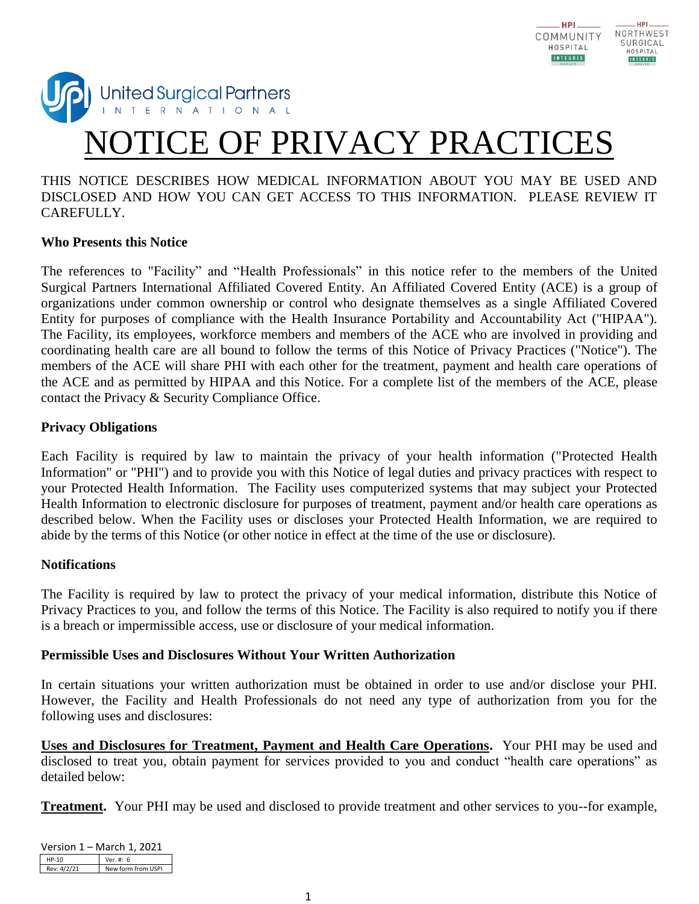# NOTICE OF PRIVACY PRACTICES

THIS NOTICE DESCRIBES HOW MEDICAL INFORMATION ABOUT YOU MAY BE USED AND DISCLOSED AND HOW YOU CAN GET ACCESS TO THIS INFORMATION. PLEASE REVIEW IT CAREFULLY.

**Who Presents this Notice**

The references to "Facility" and "Health Professionals" in this notice refer to the members of the United Surgical Partners International Affiliated Covered Entity. An Affiliated Covered Entity (ACE) is a group of organizations under common ownership or control who designate themselves as a single Affiliated Covered Entity for purposes of compliance with the Health Insurance Portability and Accountability Act ("HIPAA"). The Facility, its employees, workforce members and members of the ACE who are involved in providing and coordinating health care are all bound to follow the terms of this Notice of Privacy Practices ("Notice"). The members of the ACE will share PHI with each other for the treatment, payment and health care operations of the ACE and as permitted by HIPAA and this Notice. For a complete list of the members of the ACE, please contact the Privacy & Security Compliance Office.

**Privacy Obligations**

Each Facility is required by law to maintain the privacy of your health information ("Protected Health Information" or "PHI") and to provide you with this Notice of legal duties and privacy practices with respect to your Protected Health Information. The Facility uses computerized systems that may subject your Protected Health Information to electronic disclosure for purposes of treatment, payment and/or health care operations as described below. When the Facility uses or discloses your Protected Health Information, we are required to abide by the terms of this Notice (or other notice in effect at the time of the use or disclosure).

**Notifications**

The Facility is required by law to protect the privacy of your medical information, distribute this Notice of Privacy Practices to you, and follow the terms of this Notice. The Facility is also required to notify you if there is a breach or impermissible access, use or disclosure of your medical information.

**Permissible Uses and Disclosures Without Your Written Authorization**

In certain situations your written authorization must be obtained in order to use and/or disclose your PHI. However, the Facility and Health Professionals do not need any type of authorization from you for the following uses and disclosures:

**Uses and Disclosures for Treatment, Payment and Health Care Operations.** Your PHI may be used and disclosed to treat you, obtain payment for services provided to you and conduct "health care operations" as detailed below:

**Treatment.** Your PHI may be used and disclosed to provide treatment and other services to you--for example,

Version 1 – March 1, 2021

| HP-10 | Ver. #: 6 |
|---|---|
| Rev: 4/2/21 | New form from USPI |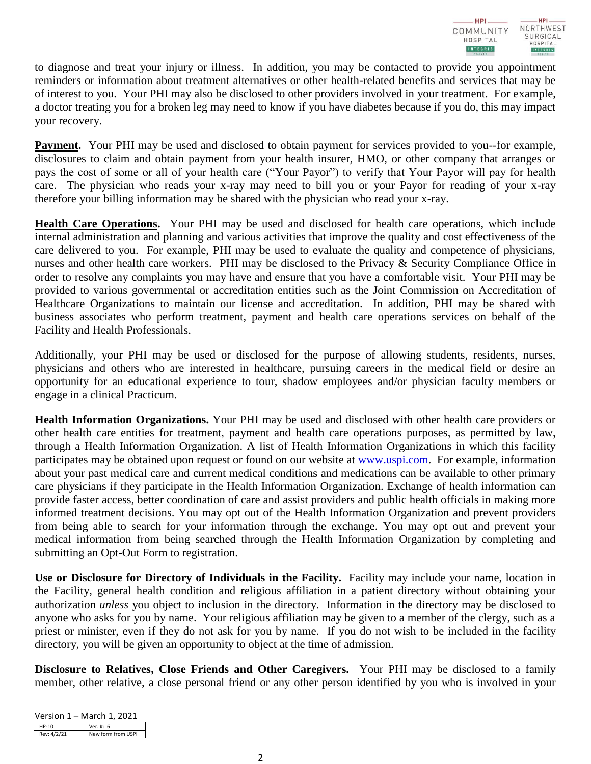to diagnose and treat your injury or illness. In addition, you may be contacted to provide you appointment reminders or information about treatment alternatives or other health-related benefits and services that may be of interest to you. Your PHI may also be disclosed to other providers involved in your treatment. For example, a doctor treating you for a broken leg may need to know if you have diabetes because if you do, this may impact your recovery.

**Payment.** Your PHI may be used and disclosed to obtain payment for services provided to you--for example, disclosures to claim and obtain payment from your health insurer, HMO, or other company that arranges or pays the cost of some or all of your health care ("Your Payor") to verify that Your Payor will pay for health care. The physician who reads your x-ray may need to bill you or your Payor for reading of your x-ray therefore your billing information may be shared with the physician who read your x-ray.

**Health Care Operations.** Your PHI may be used and disclosed for health care operations, which include internal administration and planning and various activities that improve the quality and cost effectiveness of the care delivered to you. For example, PHI may be used to evaluate the quality and competence of physicians, nurses and other health care workers. PHI may be disclosed to the Privacy & Security Compliance Office in order to resolve any complaints you may have and ensure that you have a comfortable visit. Your PHI may be provided to various governmental or accreditation entities such as the Joint Commission on Accreditation of Healthcare Organizations to maintain our license and accreditation. In addition, PHI may be shared with business associates who perform treatment, payment and health care operations services on behalf of the Facility and Health Professionals.

Additionally, your PHI may be used or disclosed for the purpose of allowing students, residents, nurses, physicians and others who are interested in healthcare, pursuing careers in the medical field or desire an opportunity for an educational experience to tour, shadow employees and/or physician faculty members or engage in a clinical Practicum.

**Health Information Organizations.** Your PHI may be used and disclosed with other health care providers or other health care entities for treatment, payment and health care operations purposes, as permitted by law, through a Health Information Organization. A list of Health Information Organizations in which this facility participates may be obtained upon request or found on our website at www.uspi.com. For example, information about your past medical care and current medical conditions and medications can be available to other primary care physicians if they participate in the Health Information Organization. Exchange of health information can provide faster access, better coordination of care and assist providers and public health officials in making more informed treatment decisions. You may opt out of the Health Information Organization and prevent providers from being able to search for your information through the exchange. You may opt out and prevent your medical information from being searched through the Health Information Organization by completing and submitting an Opt-Out Form to registration.

**Use or Disclosure for Directory of Individuals in the Facility.** Facility may include your name, location in the Facility, general health condition and religious affiliation in a patient directory without obtaining your authorization *unless* you object to inclusion in the directory. Information in the directory may be disclosed to anyone who asks for you by name. Your religious affiliation may be given to a member of the clergy, such as a priest or minister, even if they do not ask for you by name. If you do not wish to be included in the facility directory, you will be given an opportunity to object at the time of admission.

**Disclosure to Relatives, Close Friends and Other Caregivers.** Your PHI may be disclosed to a family member, other relative, a close personal friend or any other person identified by you who is involved in your

Version 1 – March 1, 2021

| HP-10 | Ver. #: 6 |
|---|---|
| Rev: 4/2/21 | New form from USPI |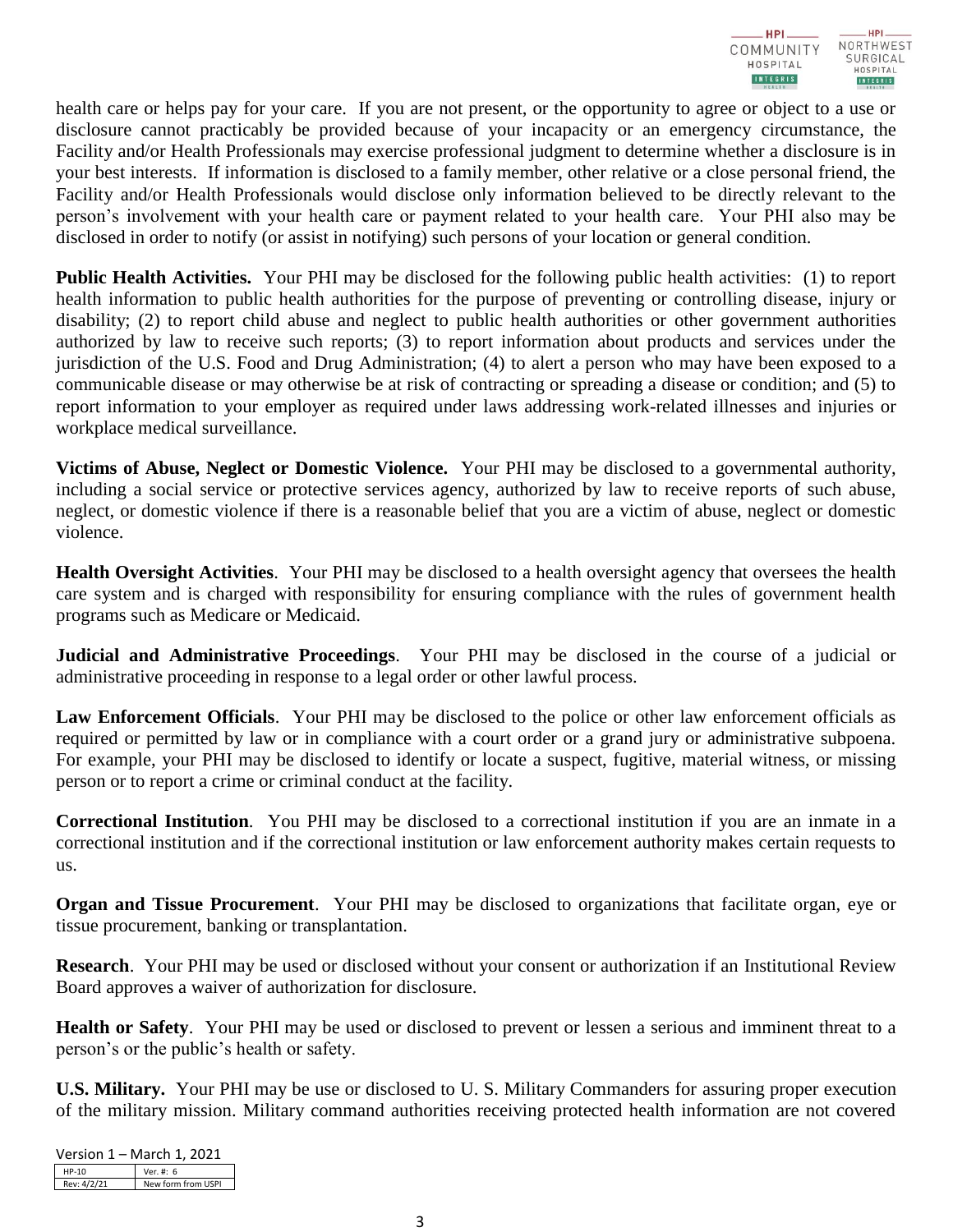health care or helps pay for your care. If you are not present, or the opportunity to agree or object to a use or disclosure cannot practicably be provided because of your incapacity or an emergency circumstance, the Facility and/or Health Professionals may exercise professional judgment to determine whether a disclosure is in your best interests. If information is disclosed to a family member, other relative or a close personal friend, the Facility and/or Health Professionals would disclose only information believed to be directly relevant to the person's involvement with your health care or payment related to your health care. Your PHI also may be disclosed in order to notify (or assist in notifying) such persons of your location or general condition.

**Public Health Activities.** Your PHI may be disclosed for the following public health activities: (1) to report health information to public health authorities for the purpose of preventing or controlling disease, injury or disability; (2) to report child abuse and neglect to public health authorities or other government authorities authorized by law to receive such reports; (3) to report information about products and services under the jurisdiction of the U.S. Food and Drug Administration; (4) to alert a person who may have been exposed to a communicable disease or may otherwise be at risk of contracting or spreading a disease or condition; and (5) to report information to your employer as required under laws addressing work-related illnesses and injuries or workplace medical surveillance.

**Victims of Abuse, Neglect or Domestic Violence.** Your PHI may be disclosed to a governmental authority, including a social service or protective services agency, authorized by law to receive reports of such abuse, neglect, or domestic violence if there is a reasonable belief that you are a victim of abuse, neglect or domestic violence.

**Health Oversight Activities**. Your PHI may be disclosed to a health oversight agency that oversees the health care system and is charged with responsibility for ensuring compliance with the rules of government health programs such as Medicare or Medicaid.

**Judicial and Administrative Proceedings**. Your PHI may be disclosed in the course of a judicial or administrative proceeding in response to a legal order or other lawful process.

**Law Enforcement Officials**. Your PHI may be disclosed to the police or other law enforcement officials as required or permitted by law or in compliance with a court order or a grand jury or administrative subpoena. For example, your PHI may be disclosed to identify or locate a suspect, fugitive, material witness, or missing person or to report a crime or criminal conduct at the facility.

**Correctional Institution**. You PHI may be disclosed to a correctional institution if you are an inmate in a correctional institution and if the correctional institution or law enforcement authority makes certain requests to us.

**Organ and Tissue Procurement**. Your PHI may be disclosed to organizations that facilitate organ, eye or tissue procurement, banking or transplantation.

**Research**. Your PHI may be used or disclosed without your consent or authorization if an Institutional Review Board approves a waiver of authorization for disclosure.

**Health or Safety**. Your PHI may be used or disclosed to prevent or lessen a serious and imminent threat to a person's or the public's health or safety.

**U.S. Military.** Your PHI may be use or disclosed to U. S. Military Commanders for assuring proper execution of the military mission. Military command authorities receiving protected health information are not covered

Version 1 – March 1, 2021

| HP-10 | Ver. #: 6 |
|---|---|
| Rev: 4/2/21 | New form from USPI |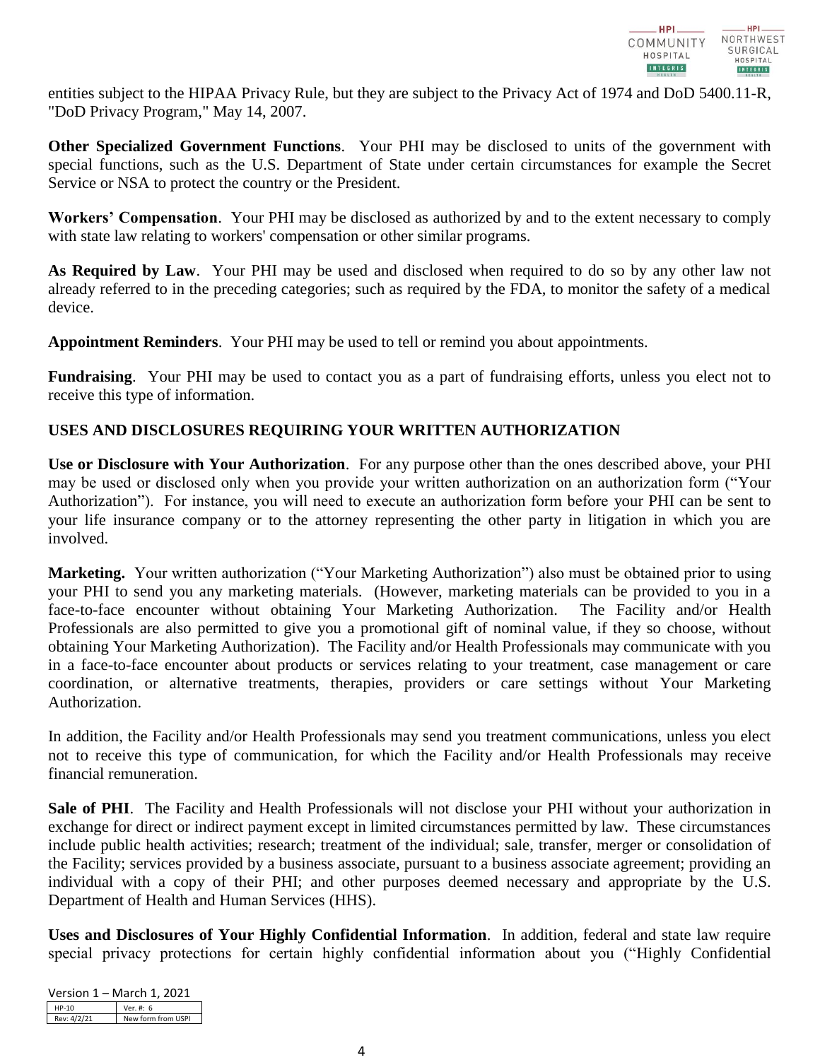entities subject to the HIPAA Privacy Rule, but they are subject to the Privacy Act of 1974 and DoD 5400.11-R, "DoD Privacy Program," May 14, 2007.

**Other Specialized Government Functions**. Your PHI may be disclosed to units of the government with special functions, such as the U.S. Department of State under certain circumstances for example the Secret Service or NSA to protect the country or the President.

**Workers' Compensation**. Your PHI may be disclosed as authorized by and to the extent necessary to comply with state law relating to workers' compensation or other similar programs.

**As Required by Law**. Your PHI may be used and disclosed when required to do so by any other law not already referred to in the preceding categories; such as required by the FDA, to monitor the safety of a medical device.

**Appointment Reminders**. Your PHI may be used to tell or remind you about appointments.

**Fundraising**. Your PHI may be used to contact you as a part of fundraising efforts, unless you elect not to receive this type of information.

**USES AND DISCLOSURES REQUIRING YOUR WRITTEN AUTHORIZATION**

**Use or Disclosure with Your Authorization**. For any purpose other than the ones described above, your PHI may be used or disclosed only when you provide your written authorization on an authorization form ("Your Authorization"). For instance, you will need to execute an authorization form before your PHI can be sent to your life insurance company or to the attorney representing the other party in litigation in which you are involved.

**Marketing.** Your written authorization ("Your Marketing Authorization") also must be obtained prior to using your PHI to send you any marketing materials. (However, marketing materials can be provided to you in a face-to-face encounter without obtaining Your Marketing Authorization. The Facility and/or Health Professionals are also permitted to give you a promotional gift of nominal value, if they so choose, without obtaining Your Marketing Authorization). The Facility and/or Health Professionals may communicate with you in a face-to-face encounter about products or services relating to your treatment, case management or care coordination, or alternative treatments, therapies, providers or care settings without Your Marketing Authorization.

In addition, the Facility and/or Health Professionals may send you treatment communications, unless you elect not to receive this type of communication, for which the Facility and/or Health Professionals may receive financial remuneration.

**Sale of PHI**. The Facility and Health Professionals will not disclose your PHI without your authorization in exchange for direct or indirect payment except in limited circumstances permitted by law. These circumstances include public health activities; research; treatment of the individual; sale, transfer, merger or consolidation of the Facility; services provided by a business associate, pursuant to a business associate agreement; providing an individual with a copy of their PHI; and other purposes deemed necessary and appropriate by the U.S. Department of Health and Human Services (HHS).

**Uses and Disclosures of Your Highly Confidential Information**. In addition, federal and state law require special privacy protections for certain highly confidential information about you ("Highly Confidential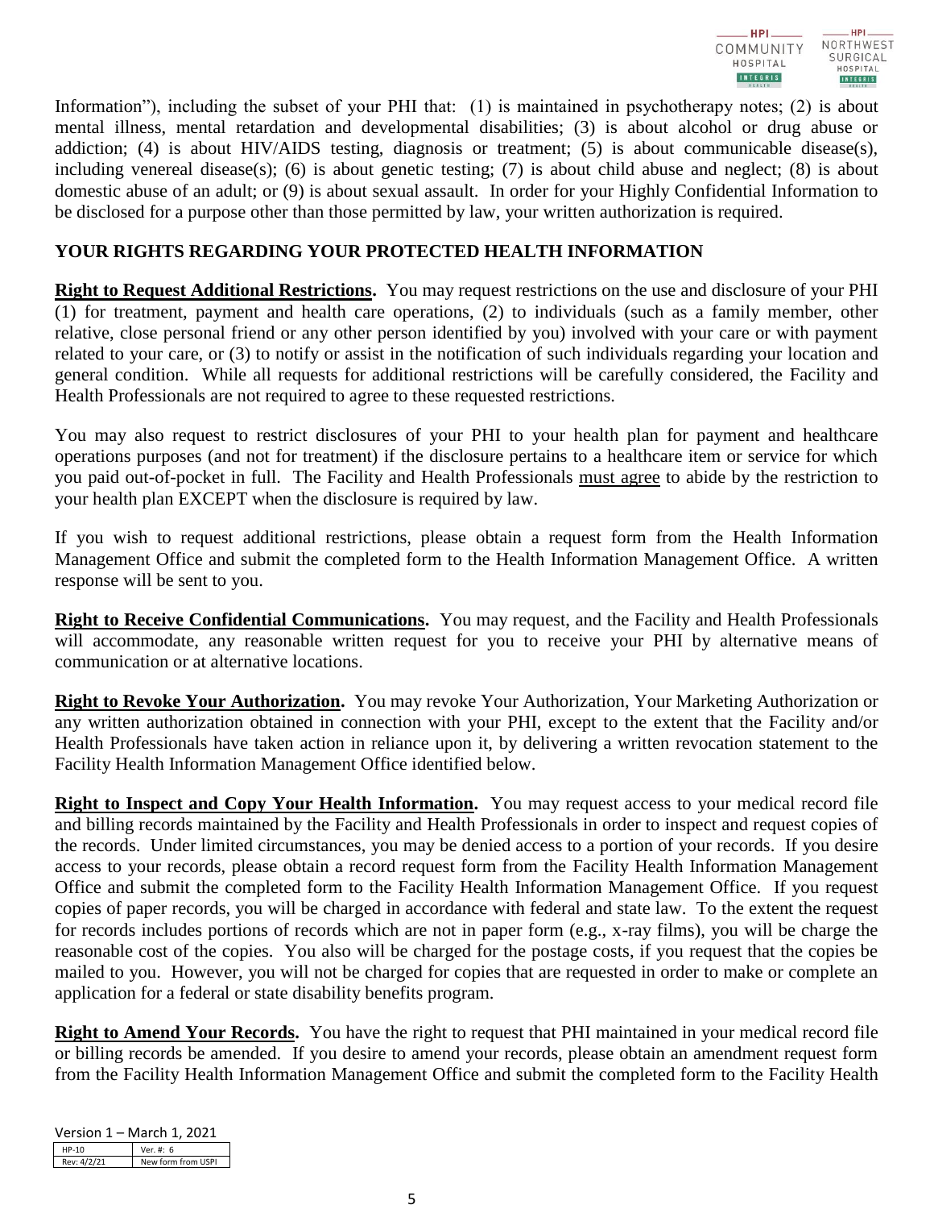Information"), including the subset of your PHI that: (1) is maintained in psychotherapy notes; (2) is about mental illness, mental retardation and developmental disabilities; (3) is about alcohol or drug abuse or addiction; (4) is about HIV/AIDS testing, diagnosis or treatment; (5) is about communicable disease(s), including venereal disease(s); (6) is about genetic testing; (7) is about child abuse and neglect; (8) is about domestic abuse of an adult; or (9) is about sexual assault. In order for your Highly Confidential Information to be disclosed for a purpose other than those permitted by law, your written authorization is required.

## YOUR RIGHTS REGARDING YOUR PROTECTED HEALTH INFORMATION

**Right to Request Additional Restrictions.** You may request restrictions on the use and disclosure of your PHI (1) for treatment, payment and health care operations, (2) to individuals (such as a family member, other relative, close personal friend or any other person identified by you) involved with your care or with payment related to your care, or (3) to notify or assist in the notification of such individuals regarding your location and general condition. While all requests for additional restrictions will be carefully considered, the Facility and Health Professionals are not required to agree to these requested restrictions.

You may also request to restrict disclosures of your PHI to your health plan for payment and healthcare operations purposes (and not for treatment) if the disclosure pertains to a healthcare item or service for which you paid out-of-pocket in full. The Facility and Health Professionals must agree to abide by the restriction to your health plan EXCEPT when the disclosure is required by law.

If you wish to request additional restrictions, please obtain a request form from the Health Information Management Office and submit the completed form to the Health Information Management Office. A written response will be sent to you.

**Right to Receive Confidential Communications.** You may request, and the Facility and Health Professionals will accommodate, any reasonable written request for you to receive your PHI by alternative means of communication or at alternative locations.

**Right to Revoke Your Authorization.** You may revoke Your Authorization, Your Marketing Authorization or any written authorization obtained in connection with your PHI, except to the extent that the Facility and/or Health Professionals have taken action in reliance upon it, by delivering a written revocation statement to the Facility Health Information Management Office identified below.

**Right to Inspect and Copy Your Health Information.** You may request access to your medical record file and billing records maintained by the Facility and Health Professionals in order to inspect and request copies of the records. Under limited circumstances, you may be denied access to a portion of your records. If you desire access to your records, please obtain a record request form from the Facility Health Information Management Office and submit the completed form to the Facility Health Information Management Office. If you request copies of paper records, you will be charged in accordance with federal and state law. To the extent the request for records includes portions of records which are not in paper form (e.g., x-ray films), you will be charge the reasonable cost of the copies. You also will be charged for the postage costs, if you request that the copies be mailed to you. However, you will not be charged for copies that are requested in order to make or complete an application for a federal or state disability benefits program.

**Right to Amend Your Records.** You have the right to request that PHI maintained in your medical record file or billing records be amended. If you desire to amend your records, please obtain an amendment request form from the Facility Health Information Management Office and submit the completed form to the Facility Health

Version 1 – March 1, 2021

| HP-10 | Ver. #: 6 |
|---|---|
| Rev: 4/2/21 | New form from USPI |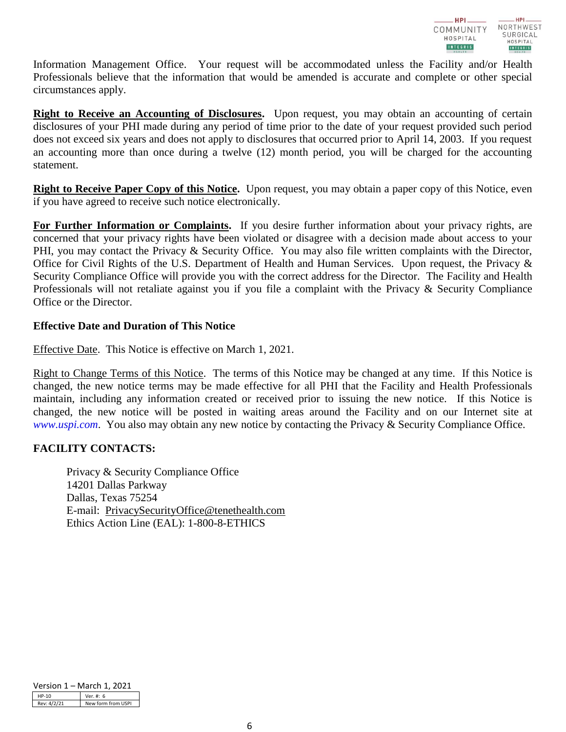Information Management Office. Your request will be accommodated unless the Facility and/or Health Professionals believe that the information that would be amended is accurate and complete or other special circumstances apply.

**Right to Receive an Accounting of Disclosures.** Upon request, you may obtain an accounting of certain disclosures of your PHI made during any period of time prior to the date of your request provided such period does not exceed six years and does not apply to disclosures that occurred prior to April 14, 2003. If you request an accounting more than once during a twelve (12) month period, you will be charged for the accounting statement.

**Right to Receive Paper Copy of this Notice.** Upon request, you may obtain a paper copy of this Notice, even if you have agreed to receive such notice electronically.

**For Further Information or Complaints.** If you desire further information about your privacy rights, are concerned that your privacy rights have been violated or disagree with a decision made about access to your PHI, you may contact the Privacy & Security Office. You may also file written complaints with the Director, Office for Civil Rights of the U.S. Department of Health and Human Services. Upon request, the Privacy & Security Compliance Office will provide you with the correct address for the Director. The Facility and Health Professionals will not retaliate against you if you file a complaint with the Privacy & Security Compliance Office or the Director.

**Effective Date and Duration of This Notice**

Effective Date. This Notice is effective on March 1, 2021.

Right to Change Terms of this Notice. The terms of this Notice may be changed at any time. If this Notice is changed, the new notice terms may be made effective for all PHI that the Facility and Health Professionals maintain, including any information created or received prior to issuing the new notice. If this Notice is changed, the new notice will be posted in waiting areas around the Facility and on our Internet site at *www.uspi.com*. You also may obtain any new notice by contacting the Privacy & Security Compliance Office.

**FACILITY CONTACTS:**

Privacy & Security Compliance Office
14201 Dallas Parkway
Dallas, Texas 75254
E-mail: PrivacySecurityOffice@tenethealth.com
Ethics Action Line (EAL): 1-800-8-ETHICS

Version 1 – March 1, 2021

| | |
|---|---|
| HP-10 | Ver. #: 6 |
| Rev: 4/2/21 | New form from USPI |